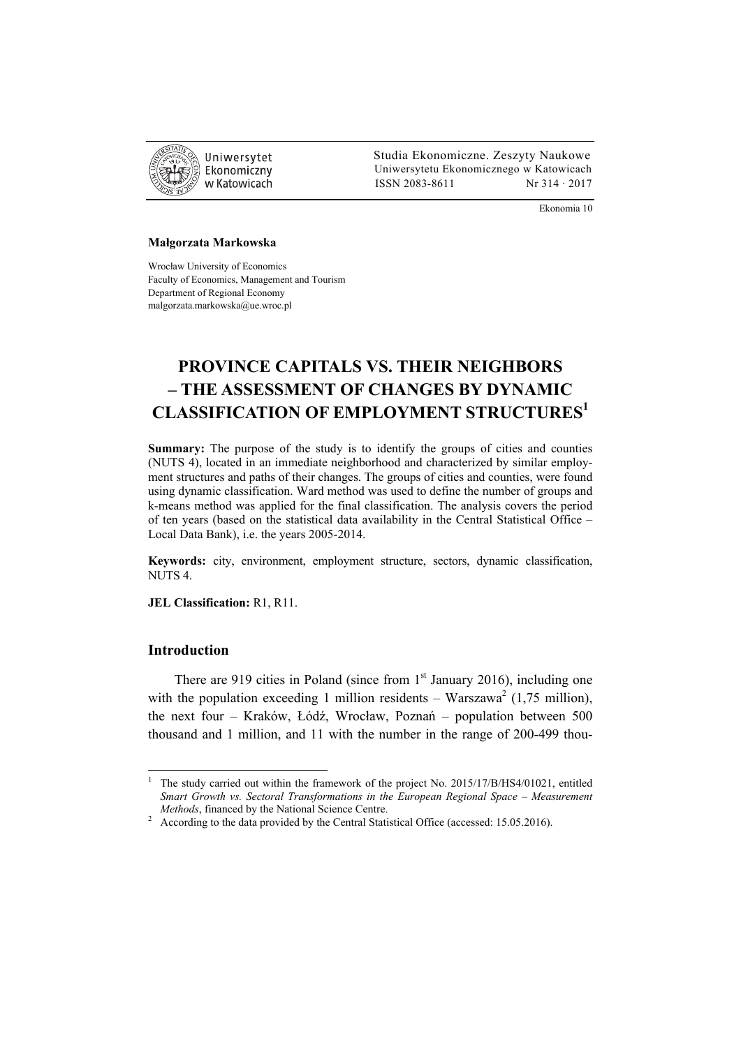Studia Ekonomiczne. Zeszyty Naukowe
Uniwersytetu Ekonomicznego w Katowicach
ISSN 2083-8611 Nr 314 · 2017

Ekonomia 10

**Małgorzata Markowska**

Wrocław University of Economics
Faculty of Economics, Management and Tourism
Department of Regional Economy
malgorzata.markowska@ue.wroc.pl

# PROVINCE CAPITALS VS. THEIR NEIGHBORS – THE ASSESSMENT OF CHANGES BY DYNAMIC CLASSIFICATION OF EMPLOYMENT STRUCTURES[1]

**Summary:** The purpose of the study is to identify the groups of cities and counties (NUTS 4), located in an immediate neighborhood and characterized by similar employment structures and paths of their changes. The groups of cities and counties, were found using dynamic classification. Ward method was used to define the number of groups and k-means method was applied for the final classification. The analysis covers the period of ten years (based on the statistical data availability in the Central Statistical Office – Local Data Bank), i.e. the years 2005-2014.

**Keywords:** city, environment, employment structure, sectors, dynamic classification, NUTS 4.

**JEL Classification:** R1, R11.

## Introduction

There are 919 cities in Poland (since from 1st January 2016), including one with the population exceeding 1 million residents – Warszawa[2] (1,75 million), the next four – Kraków, Łódź, Wrocław, Poznań – population between 500 thousand and 1 million, and 11 with the number in the range of 200-499 thou-

---

[1] The study carried out within the framework of the project No. 2015/17/B/HS4/01021, entitled *Smart Growth vs. Sectoral Transformations in the European Regional Space – Measurement Methods*, financed by the National Science Centre.

[2] According to the data provided by the Central Statistical Office (accessed: 15.05.2016).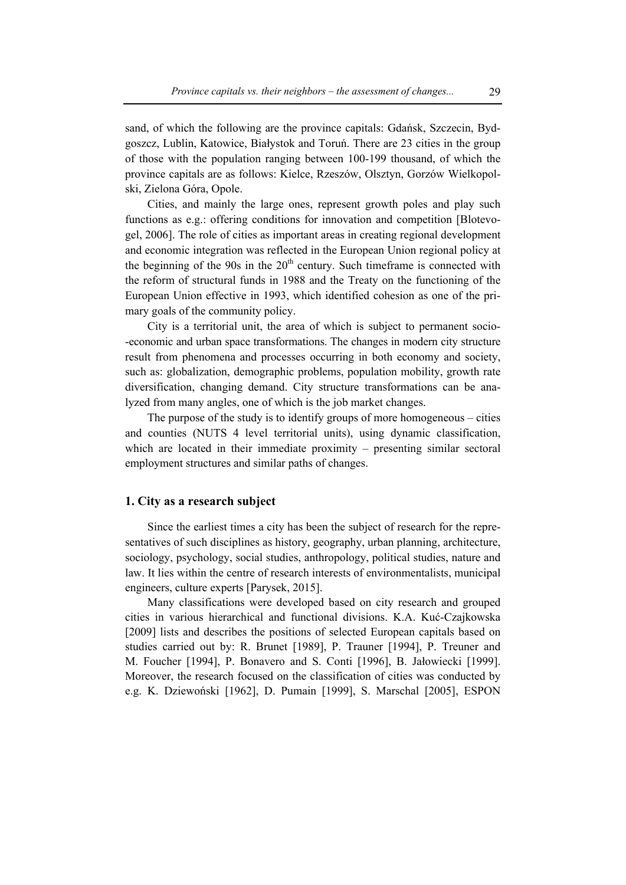sand, of which the following are the province capitals: Gdańsk, Szczecin, Bydgoszcz, Lublin, Katowice, Białystok and Toruń. There are 23 cities in the group of those with the population ranging between 100-199 thousand, of which the province capitals are as follows: Kielce, Rzeszów, Olsztyn, Gorzów Wielkopolski, Zielona Góra, Opole.

Cities, and mainly the large ones, represent growth poles and play such functions as e.g.: offering conditions for innovation and competition [Blotevogel, 2006]. The role of cities as important areas in creating regional development and economic integration was reflected in the European Union regional policy at the beginning of the 90s in the 20th century. Such timeframe is connected with the reform of structural funds in 1988 and the Treaty on the functioning of the European Union effective in 1993, which identified cohesion as one of the primary goals of the community policy.

City is a territorial unit, the area of which is subject to permanent socio-economic and urban space transformations. The changes in modern city structure result from phenomena and processes occurring in both economy and society, such as: globalization, demographic problems, population mobility, growth rate diversification, changing demand. City structure transformations can be analyzed from many angles, one of which is the job market changes.

The purpose of the study is to identify groups of more homogeneous – cities and counties (NUTS 4 level territorial units), using dynamic classification, which are located in their immediate proximity – presenting similar sectoral employment structures and similar paths of changes.

## 1. City as a research subject

Since the earliest times a city has been the subject of research for the representatives of such disciplines as history, geography, urban planning, architecture, sociology, psychology, social studies, anthropology, political studies, nature and law. It lies within the centre of research interests of environmentalists, municipal engineers, culture experts [Parysek, 2015].

Many classifications were developed based on city research and grouped cities in various hierarchical and functional divisions. K.A. Kuć-Czajkowska [2009] lists and describes the positions of selected European capitals based on studies carried out by: R. Brunet [1989], P. Trauner [1994], P. Treuner and M. Foucher [1994], P. Bonavero and S. Conti [1996], B. Jałowiecki [1999]. Moreover, the research focused on the classification of cities was conducted by e.g. K. Dziewoński [1962], D. Pumain [1999], S. Marschal [2005], ESPON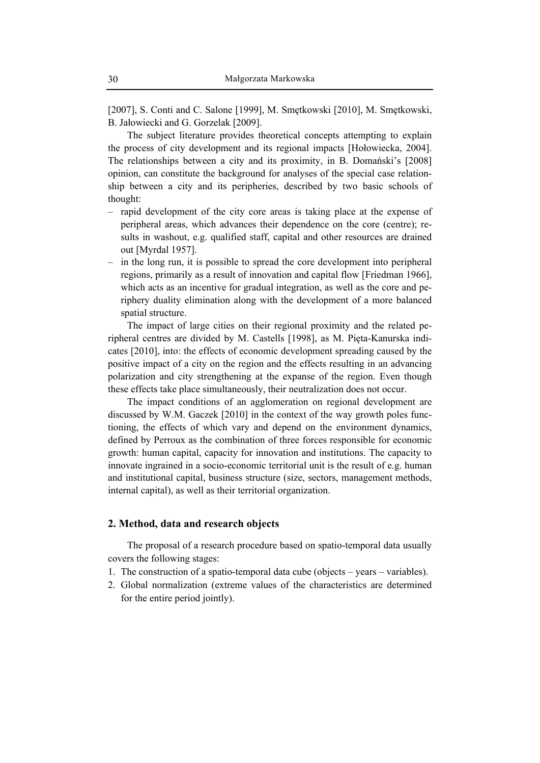[2007], S. Conti and C. Salone [1999], M. Smętkowski [2010], M. Smętkowski, B. Jałowiecki and G. Gorzelak [2009].

The subject literature provides theoretical concepts attempting to explain the process of city development and its regional impacts [Hołowiecka, 2004]. The relationships between a city and its proximity, in B. Domański's [2008] opinion, can constitute the background for analyses of the special case relationship between a city and its peripheries, described by two basic schools of thought:

– rapid development of the city core areas is taking place at the expense of peripheral areas, which advances their dependence on the core (centre); results in washout, e.g. qualified staff, capital and other resources are drained out [Myrdal 1957].
– in the long run, it is possible to spread the core development into peripheral regions, primarily as a result of innovation and capital flow [Friedman 1966], which acts as an incentive for gradual integration, as well as the core and periphery duality elimination along with the development of a more balanced spatial structure.

The impact of large cities on their regional proximity and the related peripheral centres are divided by M. Castells [1998], as M. Pięta-Kanurska indicates [2010], into: the effects of economic development spreading caused by the positive impact of a city on the region and the effects resulting in an advancing polarization and city strengthening at the expanse of the region. Even though these effects take place simultaneously, their neutralization does not occur.

The impact conditions of an agglomeration on regional development are discussed by W.M. Gaczek [2010] in the context of the way growth poles functioning, the effects of which vary and depend on the environment dynamics, defined by Perroux as the combination of three forces responsible for economic growth: human capital, capacity for innovation and institutions. The capacity to innovate ingrained in a socio-economic territorial unit is the result of e.g. human and institutional capital, business structure (size, sectors, management methods, internal capital), as well as their territorial organization.

## 2. Method, data and research objects

The proposal of a research procedure based on spatio-temporal data usually covers the following stages:

1. The construction of a spatio-temporal data cube (objects – years – variables).
2. Global normalization (extreme values of the characteristics are determined for the entire period jointly).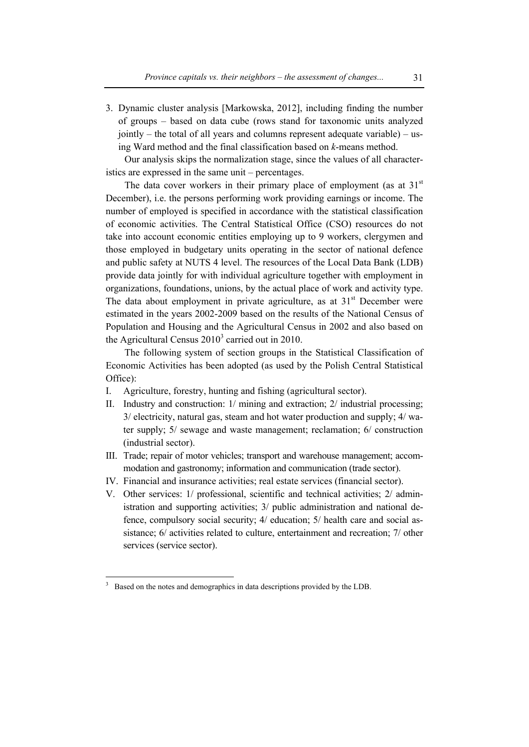3. Dynamic cluster analysis [Markowska, 2012], including finding the number of groups – based on data cube (rows stand for taxonomic units analyzed jointly – the total of all years and columns represent adequate variable) – using Ward method and the final classification based on *k*-means method.

Our analysis skips the normalization stage, since the values of all characteristics are expressed in the same unit – percentages.

The data cover workers in their primary place of employment (as at 31st December), i.e. the persons performing work providing earnings or income. The number of employed is specified in accordance with the statistical classification of economic activities. The Central Statistical Office (CSO) resources do not take into account economic entities employing up to 9 workers, clergymen and those employed in budgetary units operating in the sector of national defence and public safety at NUTS 4 level. The resources of the Local Data Bank (LDB) provide data jointly for with individual agriculture together with employment in organizations, foundations, unions, by the actual place of work and activity type. The data about employment in private agriculture, as at 31st December were estimated in the years 2002-2009 based on the results of the National Census of Population and Housing and the Agricultural Census in 2002 and also based on the Agricultural Census 2010[3] carried out in 2010.

The following system of section groups in the Statistical Classification of Economic Activities has been adopted (as used by the Polish Central Statistical Office):

I. Agriculture, forestry, hunting and fishing (agricultural sector).
II. Industry and construction: 1/ mining and extraction; 2/ industrial processing; 3/ electricity, natural gas, steam and hot water production and supply; 4/ water supply; 5/ sewage and waste management; reclamation; 6/ construction (industrial sector).
III. Trade; repair of motor vehicles; transport and warehouse management; accommodation and gastronomy; information and communication (trade sector).
IV. Financial and insurance activities; real estate services (financial sector).
V. Other services: 1/ professional, scientific and technical activities; 2/ administration and supporting activities; 3/ public administration and national defence, compulsory social security; 4/ education; 5/ health care and social assistance; 6/ activities related to culture, entertainment and recreation; 7/ other services (service sector).

---

[3] Based on the notes and demographics in data descriptions provided by the LDB.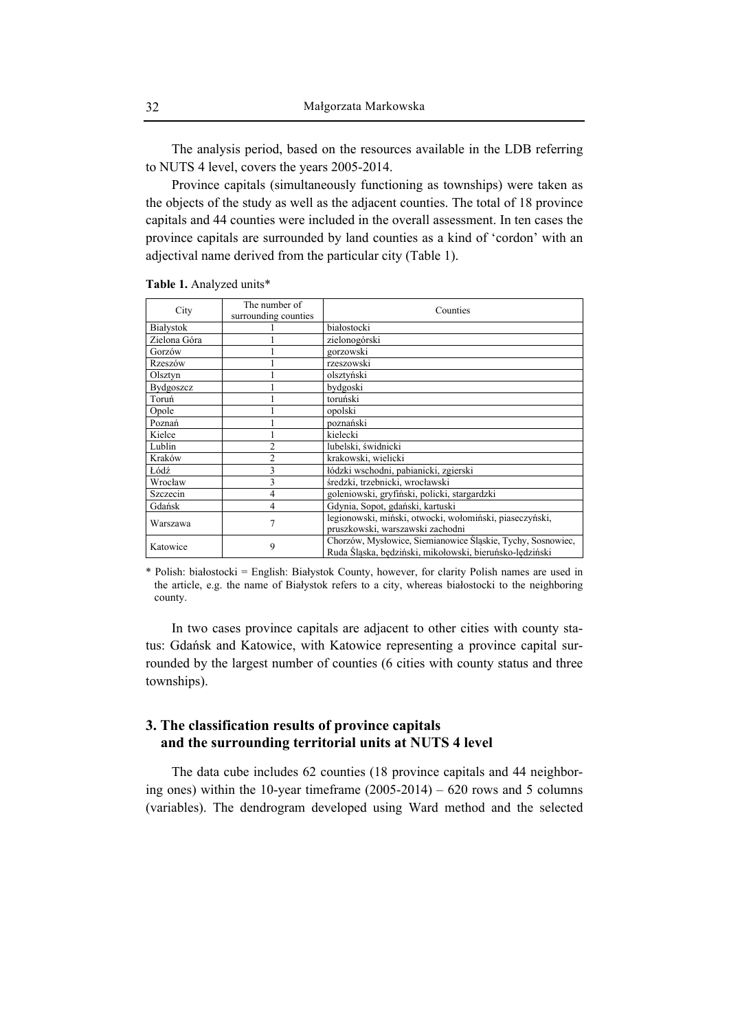The analysis period, based on the resources available in the LDB referring to NUTS 4 level, covers the years 2005-2014.

Province capitals (simultaneously functioning as townships) were taken as the objects of the study as well as the adjacent counties. The total of 18 province capitals and 44 counties were included in the overall assessment. In ten cases the province capitals are surrounded by land counties as a kind of 'cordon' with an adjectival name derived from the particular city (Table 1).

**Table 1.** Analyzed units*

| City | The number of surrounding counties | Counties |
|---|---|---|
| Białystok | 1 | białostocki |
| Zielona Góra | 1 | zielonogórski |
| Gorzów | 1 | gorzowski |
| Rzeszów | 1 | rzeszowski |
| Olsztyn | 1 | olsztyński |
| Bydgoszcz | 1 | bydgoski |
| Toruń | 1 | toruński |
| Opole | 1 | opolski |
| Poznań | 1 | poznański |
| Kielce | 1 | kielecki |
| Lublin | 2 | lubelski, świdnicki |
| Kraków | 2 | krakowski, wielicki |
| Łódź | 3 | łódzki wschodni, pabianicki, zgierski |
| Wrocław | 3 | średzki, trzebnicki, wrocławski |
| Szczecin | 4 | goleniowski, gryfiński, policki, stargardzki |
| Gdańsk | 4 | Gdynia, Sopot, gdański, kartuski |
| Warszawa | 7 | legionowski, miński, otwocki, wołomiński, piaseczyński, pruszkowski, warszawski zachodni |
| Katowice | 9 | Chorzów, Mysłowice, Siemianowice Śląskie, Tychy, Sosnowiec, Ruda Śląska, będziński, mikołowski, bieruńsko-lędziński |

\* Polish: białostocki = English: Białystok County, however, for clarity Polish names are used in the article, e.g. the name of Białystok refers to a city, whereas białostocki to the neighboring county.

In two cases province capitals are adjacent to other cities with county status: Gdańsk and Katowice, with Katowice representing a province capital surrounded by the largest number of counties (6 cities with county status and three townships).

## 3. The classification results of province capitals and the surrounding territorial units at NUTS 4 level

The data cube includes 62 counties (18 province capitals and 44 neighboring ones) within the 10-year timeframe (2005-2014) – 620 rows and 5 columns (variables). The dendrogram developed using Ward method and the selected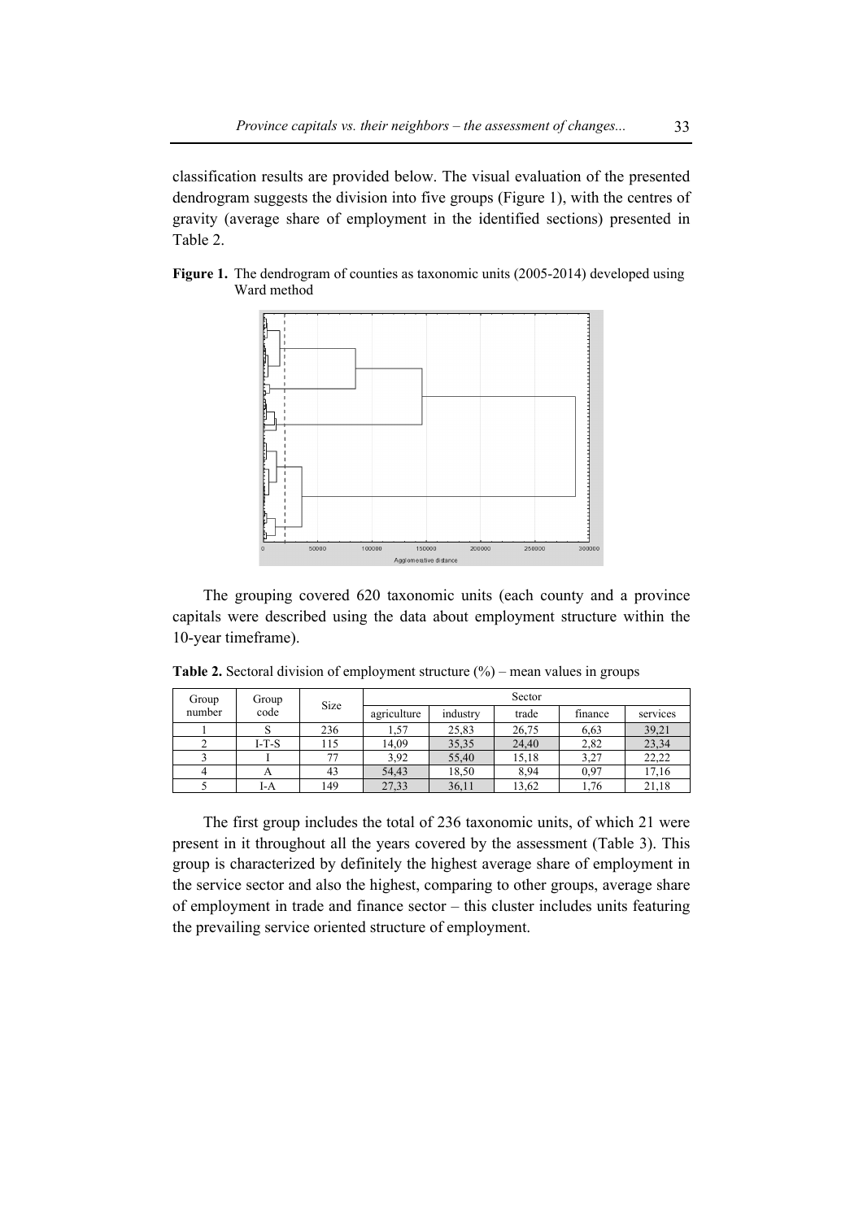classification results are provided below. The visual evaluation of the presented dendrogram suggests the division into five groups (Figure 1), with the centres of gravity (average share of employment in the identified sections) presented in Table 2.

**Figure 1.** The dendrogram of counties as taxonomic units (2005-2014) developed using Ward method

The grouping covered 620 taxonomic units (each county and a province capitals were described using the data about employment structure within the 10-year timeframe).

**Table 2.** Sectoral division of employment structure (%) – mean values in groups

| Group number | Group code | Size | Sector | | | | |
|---|---|---|---|---|---|---|---|
| | | | agriculture | industry | trade | finance | services |
| 1 | S | 236 | 1,57 | 25,83 | 26,75 | 6,63 | 39,21 |
| 2 | I-T-S | 115 | 14,09 | 35,35 | 24,40 | 2,82 | 23,34 |
| 3 | I | 77 | 3,92 | 55,40 | 15,18 | 3,27 | 22,22 |
| 4 | A | 43 | 54,43 | 18,50 | 8,94 | 0,97 | 17,16 |
| 5 | I-A | 149 | 27,33 | 36,11 | 13,62 | 1,76 | 21,18 |

The first group includes the total of 236 taxonomic units, of which 21 were present in it throughout all the years covered by the assessment (Table 3). This group is characterized by definitely the highest average share of employment in the service sector and also the highest, comparing to other groups, average share of employment in trade and finance sector – this cluster includes units featuring the prevailing service oriented structure of employment.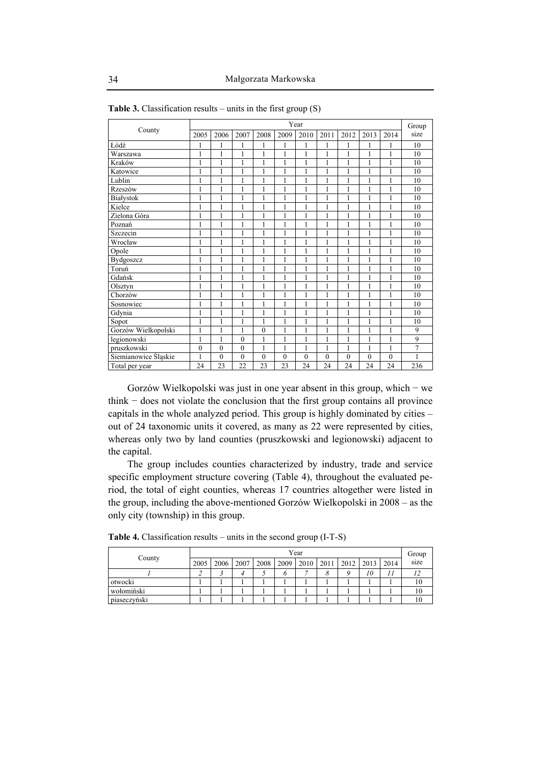**Table 3.** Classification results – units in the first group (S)

| County | Year | | | | | | | | | | Group size |
|---|---|---|---|---|---|---|---|---|---|---|---|
| | 2005 | 2006 | 2007 | 2008 | 2009 | 2010 | 2011 | 2012 | 2013 | 2014 | |
| Łódź | 1 | 1 | 1 | 1 | 1 | 1 | 1 | 1 | 1 | 1 | 10 |
| Warszawa | 1 | 1 | 1 | 1 | 1 | 1 | 1 | 1 | 1 | 1 | 10 |
| Kraków | 1 | 1 | 1 | 1 | 1 | 1 | 1 | 1 | 1 | 1 | 10 |
| Katowice | 1 | 1 | 1 | 1 | 1 | 1 | 1 | 1 | 1 | 1 | 10 |
| Lublin | 1 | 1 | 1 | 1 | 1 | 1 | 1 | 1 | 1 | 1 | 10 |
| Rzeszów | 1 | 1 | 1 | 1 | 1 | 1 | 1 | 1 | 1 | 1 | 10 |
| Białystok | 1 | 1 | 1 | 1 | 1 | 1 | 1 | 1 | 1 | 1 | 10 |
| Kielce | 1 | 1 | 1 | 1 | 1 | 1 | 1 | 1 | 1 | 1 | 10 |
| Zielona Góra | 1 | 1 | 1 | 1 | 1 | 1 | 1 | 1 | 1 | 1 | 10 |
| Poznań | 1 | 1 | 1 | 1 | 1 | 1 | 1 | 1 | 1 | 1 | 10 |
| Szczecin | 1 | 1 | 1 | 1 | 1 | 1 | 1 | 1 | 1 | 1 | 10 |
| Wrocław | 1 | 1 | 1 | 1 | 1 | 1 | 1 | 1 | 1 | 1 | 10 |
| Opole | 1 | 1 | 1 | 1 | 1 | 1 | 1 | 1 | 1 | 1 | 10 |
| Bydgoszcz | 1 | 1 | 1 | 1 | 1 | 1 | 1 | 1 | 1 | 1 | 10 |
| Toruń | 1 | 1 | 1 | 1 | 1 | 1 | 1 | 1 | 1 | 1 | 10 |
| Gdańsk | 1 | 1 | 1 | 1 | 1 | 1 | 1 | 1 | 1 | 1 | 10 |
| Olsztyn | 1 | 1 | 1 | 1 | 1 | 1 | 1 | 1 | 1 | 1 | 10 |
| Chorzów | 1 | 1 | 1 | 1 | 1 | 1 | 1 | 1 | 1 | 1 | 10 |
| Sosnowiec | 1 | 1 | 1 | 1 | 1 | 1 | 1 | 1 | 1 | 1 | 10 |
| Gdynia | 1 | 1 | 1 | 1 | 1 | 1 | 1 | 1 | 1 | 1 | 10 |
| Sopot | 1 | 1 | 1 | 1 | 1 | 1 | 1 | 1 | 1 | 1 | 10 |
| Gorzów Wielkopolski | 1 | 1 | 1 | 0 | 1 | 1 | 1 | 1 | 1 | 1 | 9 |
| legionowski | 1 | 1 | 0 | 1 | 1 | 1 | 1 | 1 | 1 | 1 | 9 |
| pruszkowski | 0 | 0 | 0 | 1 | 1 | 1 | 1 | 1 | 1 | 1 | 7 |
| Siemianowice Śląskie | 1 | 0 | 0 | 0 | 0 | 0 | 0 | 0 | 0 | 0 | 1 |
| Total per year | 24 | 23 | 22 | 23 | 23 | 24 | 24 | 24 | 24 | 24 | 236 |

Gorzów Wielkopolski was just in one year absent in this group, which − we think − does not violate the conclusion that the first group contains all province capitals in the whole analyzed period. This group is highly dominated by cities – out of 24 taxonomic units it covered, as many as 22 were represented by cities, whereas only two by land counties (pruszkowski and legionowski) adjacent to the capital.

The group includes counties characterized by industry, trade and service specific employment structure covering (Table 4), throughout the evaluated period, the total of eight counties, whereas 17 countries altogether were listed in the group, including the above-mentioned Gorzów Wielkopolski in 2008 – as the only city (township) in this group.

**Table 4.** Classification results – units in the second group (I-T-S)

| County | Year | | | | | | | | | | Group size |
|---|---|---|---|---|---|---|---|---|---|---|---|
| | 2005 | 2006 | 2007 | 2008 | 2009 | 2010 | 2011 | 2012 | 2013 | 2014 | |
| *1* | *2* | *3* | *4* | *5* | *6* | *7* | *8* | *9* | *10* | *11* | *12* |
| otwocki | 1 | 1 | 1 | 1 | 1 | 1 | 1 | 1 | 1 | 1 | 10 |
| wołomiński | 1 | 1 | 1 | 1 | 1 | 1 | 1 | 1 | 1 | 1 | 10 |
| piaseczyński | 1 | 1 | 1 | 1 | 1 | 1 | 1 | 1 | 1 | 1 | 10 |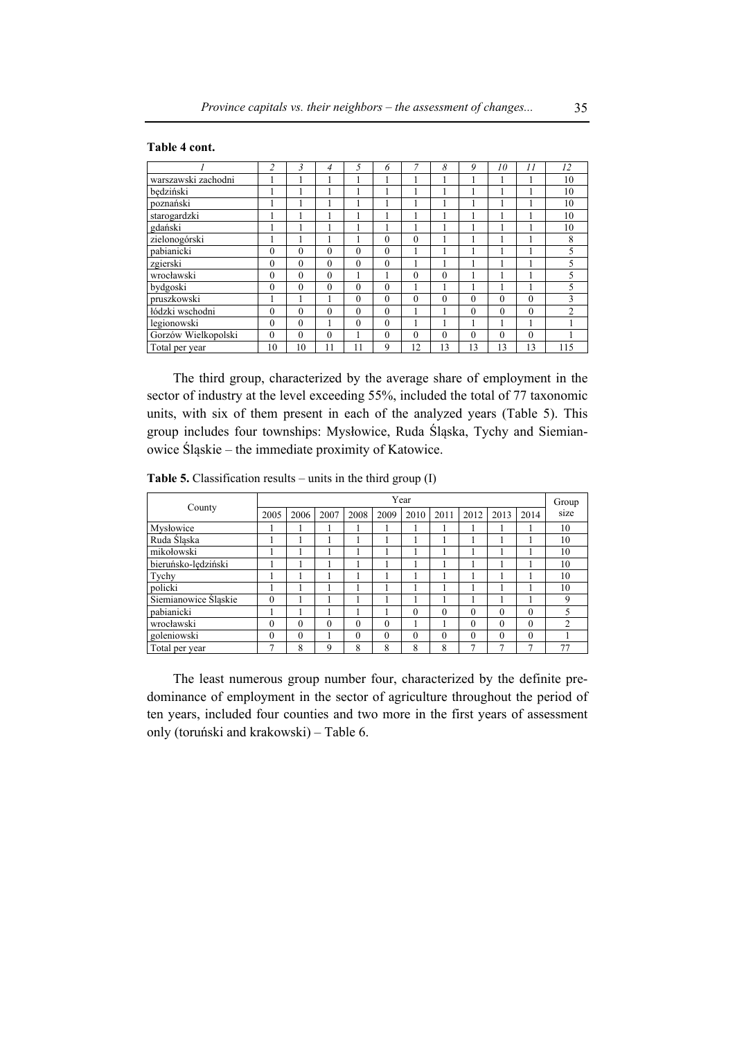**Table 4 cont.**

| *1* | *2* | *3* | *4* | *5* | *6* | *7* | *8* | *9* | *10* | *11* | *12* |
|---|---|---|---|---|---|---|---|---|---|---|---|
| warszawski zachodni | 1 | 1 | 1 | 1 | 1 | 1 | 1 | 1 | 1 | 1 | 10 |
| będziński | 1 | 1 | 1 | 1 | 1 | 1 | 1 | 1 | 1 | 1 | 10 |
| poznański | 1 | 1 | 1 | 1 | 1 | 1 | 1 | 1 | 1 | 1 | 10 |
| starogardzki | 1 | 1 | 1 | 1 | 1 | 1 | 1 | 1 | 1 | 1 | 10 |
| gdański | 1 | 1 | 1 | 1 | 1 | 1 | 1 | 1 | 1 | 1 | 10 |
| zielonogórski | 1 | 1 | 1 | 1 | 0 | 0 | 1 | 1 | 1 | 1 | 8 |
| pabianicki | 0 | 0 | 0 | 0 | 0 | 1 | 1 | 1 | 1 | 1 | 5 |
| zgierski | 0 | 0 | 0 | 0 | 0 | 1 | 1 | 1 | 1 | 1 | 5 |
| wrocławski | 0 | 0 | 0 | 1 | 1 | 0 | 0 | 1 | 1 | 1 | 5 |
| bydgoski | 0 | 0 | 0 | 0 | 0 | 1 | 1 | 1 | 1 | 1 | 5 |
| pruszkowski | 1 | 1 | 1 | 0 | 0 | 0 | 0 | 0 | 0 | 0 | 3 |
| łódzki wschodni | 0 | 0 | 0 | 0 | 0 | 1 | 1 | 0 | 0 | 0 | 2 |
| legionowski | 0 | 0 | 1 | 0 | 0 | 1 | 1 | 1 | 1 | 1 | 1 |
| Gorzów Wielkopolski | 0 | 0 | 0 | 1 | 0 | 0 | 0 | 0 | 0 | 0 | 1 |
| Total per year | 10 | 10 | 11 | 11 | 9 | 12 | 13 | 13 | 13 | 13 | 115 |

The third group, characterized by the average share of employment in the sector of industry at the level exceeding 55%, included the total of 77 taxonomic units, with six of them present in each of the analyzed years (Table 5). This group includes four townships: Mysłowice, Ruda Śląska, Tychy and Siemianowice Śląskie – the immediate proximity of Katowice.

**Table 5.** Classification results – units in the third group (I)

| County | Year | | | | | | | | | | Group size |
|---|---|---|---|---|---|---|---|---|---|---|---|
| | 2005 | 2006 | 2007 | 2008 | 2009 | 2010 | 2011 | 2012 | 2013 | 2014 | |
| Mysłowice | 1 | 1 | 1 | 1 | 1 | 1 | 1 | 1 | 1 | 1 | 10 |
| Ruda Śląska | 1 | 1 | 1 | 1 | 1 | 1 | 1 | 1 | 1 | 1 | 10 |
| mikołowski | 1 | 1 | 1 | 1 | 1 | 1 | 1 | 1 | 1 | 1 | 10 |
| bieruńsko-lędziński | 1 | 1 | 1 | 1 | 1 | 1 | 1 | 1 | 1 | 1 | 10 |
| Tychy | 1 | 1 | 1 | 1 | 1 | 1 | 1 | 1 | 1 | 1 | 10 |
| policki | 1 | 1 | 1 | 1 | 1 | 1 | 1 | 1 | 1 | 1 | 10 |
| Siemianowice Śląskie | 0 | 1 | 1 | 1 | 1 | 1 | 1 | 1 | 1 | 1 | 9 |
| pabianicki | 1 | 1 | 1 | 1 | 1 | 0 | 0 | 0 | 0 | 0 | 5 |
| wrocławski | 0 | 0 | 0 | 0 | 0 | 1 | 1 | 0 | 0 | 0 | 2 |
| goleniowski | 0 | 0 | 1 | 0 | 0 | 0 | 0 | 0 | 0 | 0 | 1 |
| Total per year | 7 | 8 | 9 | 8 | 8 | 8 | 8 | 7 | 7 | 7 | 77 |

The least numerous group number four, characterized by the definite predominance of employment in the sector of agriculture throughout the period of ten years, included four counties and two more in the first years of assessment only (toruński and krakowski) – Table 6.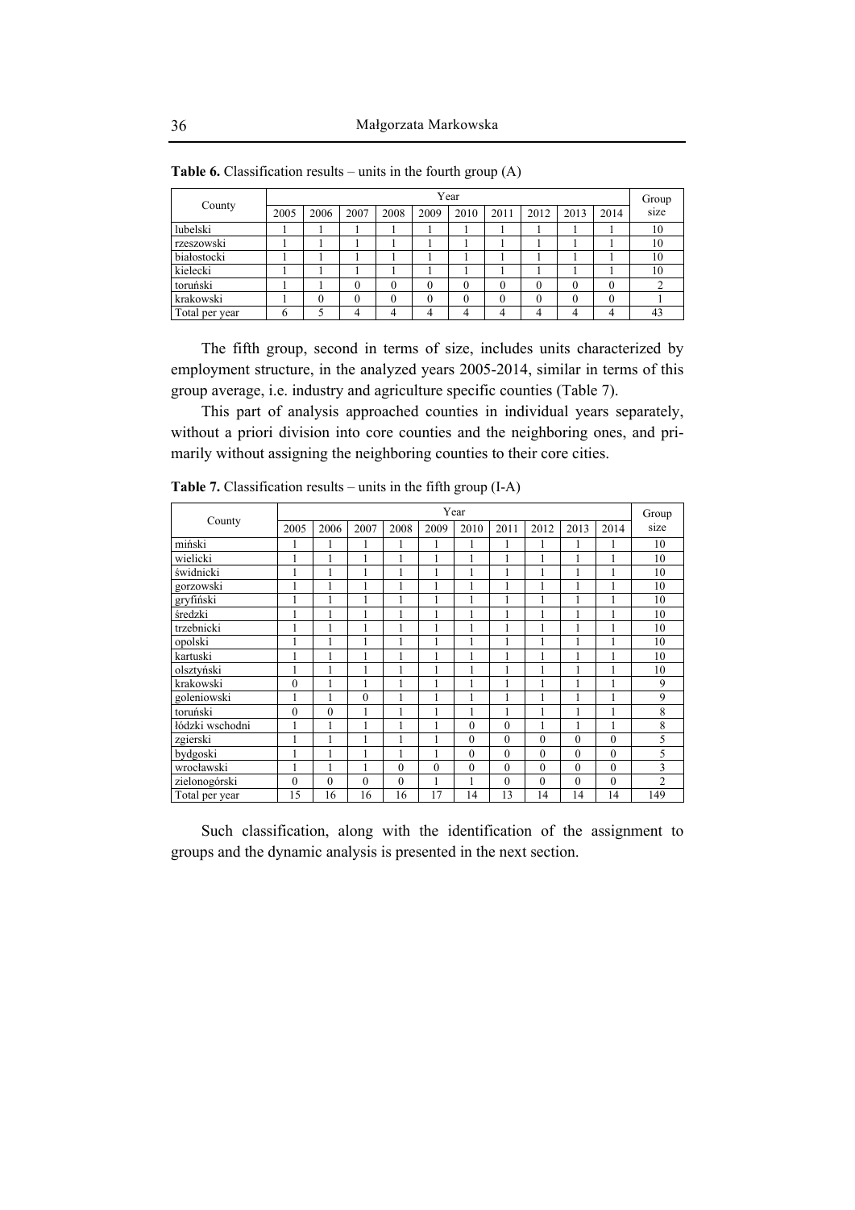**Table 6.** Classification results – units in the fourth group (A)

| County | Year | | | | | | | | | | Group size |
|---|---|---|---|---|---|---|---|---|---|---|---|
| | 2005 | 2006 | 2007 | 2008 | 2009 | 2010 | 2011 | 2012 | 2013 | 2014 | |
| lubelski | 1 | 1 | 1 | 1 | 1 | 1 | 1 | 1 | 1 | 1 | 10 |
| rzeszowski | 1 | 1 | 1 | 1 | 1 | 1 | 1 | 1 | 1 | 1 | 10 |
| białostocki | 1 | 1 | 1 | 1 | 1 | 1 | 1 | 1 | 1 | 1 | 10 |
| kielecki | 1 | 1 | 1 | 1 | 1 | 1 | 1 | 1 | 1 | 1 | 10 |
| toruński | 1 | 1 | 0 | 0 | 0 | 0 | 0 | 0 | 0 | 0 | 2 |
| krakowski | 1 | 0 | 0 | 0 | 0 | 0 | 0 | 0 | 0 | 0 | 1 |
| Total per year | 6 | 5 | 4 | 4 | 4 | 4 | 4 | 4 | 4 | 4 | 43 |

The fifth group, second in terms of size, includes units characterized by employment structure, in the analyzed years 2005-2014, similar in terms of this group average, i.e. industry and agriculture specific counties (Table 7).

This part of analysis approached counties in individual years separately, without a priori division into core counties and the neighboring ones, and primarily without assigning the neighboring counties to their core cities.

**Table 7.** Classification results – units in the fifth group (I-A)

| County | Year | | | | | | | | | | Group size |
|---|---|---|---|---|---|---|---|---|---|---|---|
| | 2005 | 2006 | 2007 | 2008 | 2009 | 2010 | 2011 | 2012 | 2013 | 2014 | |
| miński | 1 | 1 | 1 | 1 | 1 | 1 | 1 | 1 | 1 | 1 | 10 |
| wielicki | 1 | 1 | 1 | 1 | 1 | 1 | 1 | 1 | 1 | 1 | 10 |
| świdnicki | 1 | 1 | 1 | 1 | 1 | 1 | 1 | 1 | 1 | 1 | 10 |
| gorzowski | 1 | 1 | 1 | 1 | 1 | 1 | 1 | 1 | 1 | 1 | 10 |
| gryfiński | 1 | 1 | 1 | 1 | 1 | 1 | 1 | 1 | 1 | 1 | 10 |
| średzki | 1 | 1 | 1 | 1 | 1 | 1 | 1 | 1 | 1 | 1 | 10 |
| trzebnicki | 1 | 1 | 1 | 1 | 1 | 1 | 1 | 1 | 1 | 1 | 10 |
| opolski | 1 | 1 | 1 | 1 | 1 | 1 | 1 | 1 | 1 | 1 | 10 |
| kartuski | 1 | 1 | 1 | 1 | 1 | 1 | 1 | 1 | 1 | 1 | 10 |
| olsztyński | 1 | 1 | 1 | 1 | 1 | 1 | 1 | 1 | 1 | 1 | 10 |
| krakowski | 0 | 1 | 1 | 1 | 1 | 1 | 1 | 1 | 1 | 1 | 9 |
| goleniowski | 1 | 1 | 0 | 1 | 1 | 1 | 1 | 1 | 1 | 1 | 9 |
| toruński | 0 | 0 | 1 | 1 | 1 | 1 | 1 | 1 | 1 | 1 | 8 |
| łódzki wschodni | 1 | 1 | 1 | 1 | 1 | 0 | 0 | 1 | 1 | 1 | 8 |
| zgierski | 1 | 1 | 1 | 1 | 1 | 0 | 0 | 0 | 0 | 0 | 5 |
| bydgoski | 1 | 1 | 1 | 1 | 1 | 0 | 0 | 0 | 0 | 0 | 5 |
| wrocławski | 1 | 1 | 1 | 0 | 0 | 0 | 0 | 0 | 0 | 0 | 3 |
| zielonogórski | 0 | 0 | 0 | 0 | 1 | 1 | 0 | 0 | 0 | 0 | 2 |
| Total per year | 15 | 16 | 16 | 16 | 17 | 14 | 13 | 14 | 14 | 14 | 149 |

Such classification, along with the identification of the assignment to groups and the dynamic analysis is presented in the next section.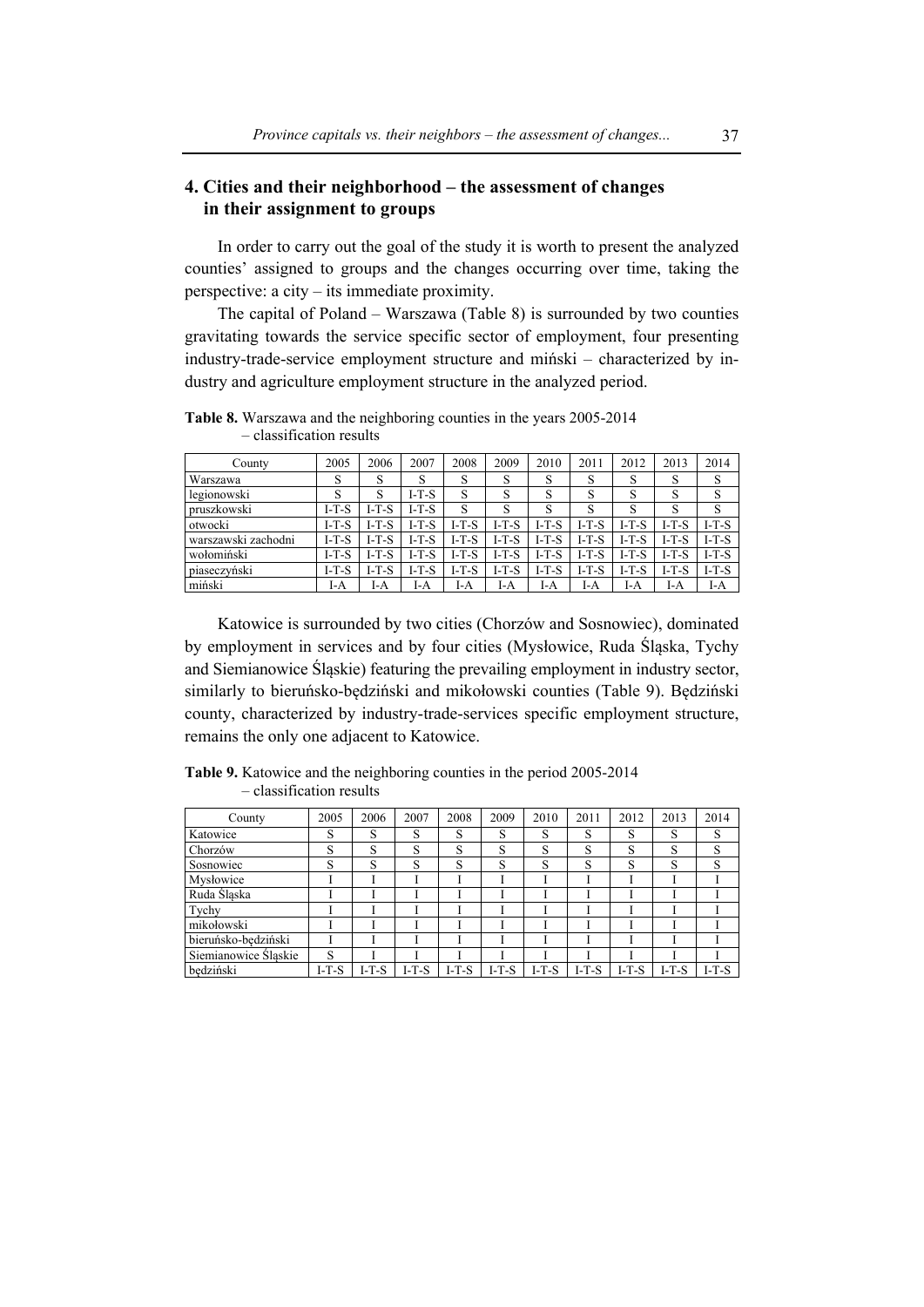## 4. Cities and their neighborhood – the assessment of changes in their assignment to groups

In order to carry out the goal of the study it is worth to present the analyzed counties' assigned to groups and the changes occurring over time, taking the perspective: a city – its immediate proximity.

The capital of Poland – Warszawa (Table 8) is surrounded by two counties gravitating towards the service specific sector of employment, four presenting industry-trade-service employment structure and miński – characterized by industry and agriculture employment structure in the analyzed period.

**Table 8.** Warszawa and the neighboring counties in the years 2005-2014 – classification results

| County | 2005 | 2006 | 2007 | 2008 | 2009 | 2010 | 2011 | 2012 | 2013 | 2014 |
|---|---|---|---|---|---|---|---|---|---|---|
| Warszawa | S | S | S | S | S | S | S | S | S | S |
| legionowski | S | S | I-T-S | S | S | S | S | S | S | S |
| pruszkowski | I-T-S | I-T-S | I-T-S | S | S | S | S | S | S | S |
| otwocki | I-T-S | I-T-S | I-T-S | I-T-S | I-T-S | I-T-S | I-T-S | I-T-S | I-T-S | I-T-S |
| warszawski zachodni | I-T-S | I-T-S | I-T-S | I-T-S | I-T-S | I-T-S | I-T-S | I-T-S | I-T-S | I-T-S |
| wołomiński | I-T-S | I-T-S | I-T-S | I-T-S | I-T-S | I-T-S | I-T-S | I-T-S | I-T-S | I-T-S |
| piaseczyński | I-T-S | I-T-S | I-T-S | I-T-S | I-T-S | I-T-S | I-T-S | I-T-S | I-T-S | I-T-S |
| miński | I-A | I-A | I-A | I-A | I-A | I-A | I-A | I-A | I-A | I-A |

Katowice is surrounded by two cities (Chorzów and Sosnowiec), dominated by employment in services and by four cities (Mysłowice, Ruda Śląska, Tychy and Siemianowice Śląskie) featuring the prevailing employment in industry sector, similarly to bieruńsko-będziński and mikołowski counties (Table 9). Będziński county, characterized by industry-trade-services specific employment structure, remains the only one adjacent to Katowice.

**Table 9.** Katowice and the neighboring counties in the period 2005-2014 – classification results

| County | 2005 | 2006 | 2007 | 2008 | 2009 | 2010 | 2011 | 2012 | 2013 | 2014 |
|---|---|---|---|---|---|---|---|---|---|---|
| Katowice | S | S | S | S | S | S | S | S | S | S |
| Chorzów | S | S | S | S | S | S | S | S | S | S |
| Sosnowiec | S | S | S | S | S | S | S | S | S | S |
| Mysłowice | I | I | I | I | I | I | I | I | I | I |
| Ruda Śląska | I | I | I | I | I | I | I | I | I | I |
| Tychy | I | I | I | I | I | I | I | I | I | I |
| mikołowski | I | I | I | I | I | I | I | I | I | I |
| bieruńsko-będziński | I | I | I | I | I | I | I | I | I | I |
| Siemianowice Śląskie | S | I | I | I | I | I | I | I | I | I |
| będziński | I-T-S | I-T-S | I-T-S | I-T-S | I-T-S | I-T-S | I-T-S | I-T-S | I-T-S | I-T-S |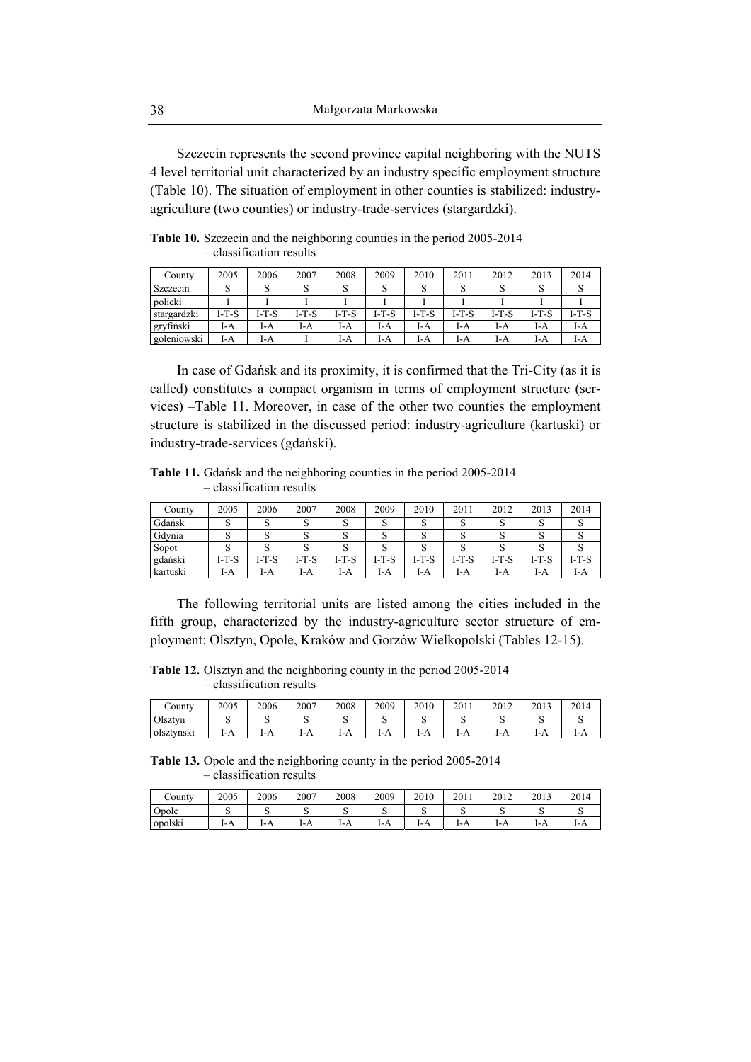Szczecin represents the second province capital neighboring with the NUTS 4 level territorial unit characterized by an industry specific employment structure (Table 10). The situation of employment in other counties is stabilized: industry-agriculture (two counties) or industry-trade-services (stargardzki).

**Table 10.** Szczecin and the neighboring counties in the period 2005-2014 – classification results

| County | 2005 | 2006 | 2007 | 2008 | 2009 | 2010 | 2011 | 2012 | 2013 | 2014 |
|---|---|---|---|---|---|---|---|---|---|---|
| Szczecin | S | S | S | S | S | S | S | S | S | S |
| policki | I | I | I | I | I | I | I | I | I | I |
| stargardzki | I-T-S | I-T-S | I-T-S | I-T-S | I-T-S | I-T-S | I-T-S | I-T-S | I-T-S | I-T-S |
| gryfiński | I-A | I-A | I-A | I-A | I-A | I-A | I-A | I-A | I-A | I-A |
| goleniowski | I-A | I-A | I | I-A | I-A | I-A | I-A | I-A | I-A | I-A |

In case of Gdańsk and its proximity, it is confirmed that the Tri-City (as it is called) constitutes a compact organism in terms of employment structure (services) –Table 11. Moreover, in case of the other two counties the employment structure is stabilized in the discussed period: industry-agriculture (kartuski) or industry-trade-services (gdański).

**Table 11.** Gdańsk and the neighboring counties in the period 2005-2014 – classification results

| County | 2005 | 2006 | 2007 | 2008 | 2009 | 2010 | 2011 | 2012 | 2013 | 2014 |
|---|---|---|---|---|---|---|---|---|---|---|
| Gdańsk | S | S | S | S | S | S | S | S | S | S |
| Gdynia | S | S | S | S | S | S | S | S | S | S |
| Sopot | S | S | S | S | S | S | S | S | S | S |
| gdański | I-T-S | I-T-S | I-T-S | I-T-S | I-T-S | I-T-S | I-T-S | I-T-S | I-T-S | I-T-S |
| kartuski | I-A | I-A | I-A | I-A | I-A | I-A | I-A | I-A | I-A | I-A |

The following territorial units are listed among the cities included in the fifth group, characterized by the industry-agriculture sector structure of employment: Olsztyn, Opole, Kraków and Gorzów Wielkopolski (Tables 12-15).

**Table 12.** Olsztyn and the neighboring county in the period 2005-2014 – classification results

| County | 2005 | 2006 | 2007 | 2008 | 2009 | 2010 | 2011 | 2012 | 2013 | 2014 |
|---|---|---|---|---|---|---|---|---|---|---|
| Olsztyn | S | S | S | S | S | S | S | S | S | S |
| olsztyński | I-A | I-A | I-A | I-A | I-A | I-A | I-A | I-A | I-A | I-A |

**Table 13.** Opole and the neighboring county in the period 2005-2014 – classification results

| County | 2005 | 2006 | 2007 | 2008 | 2009 | 2010 | 2011 | 2012 | 2013 | 2014 |
|---|---|---|---|---|---|---|---|---|---|---|
| Opole | S | S | S | S | S | S | S | S | S | S |
| opolski | I-A | I-A | I-A | I-A | I-A | I-A | I-A | I-A | I-A | I-A |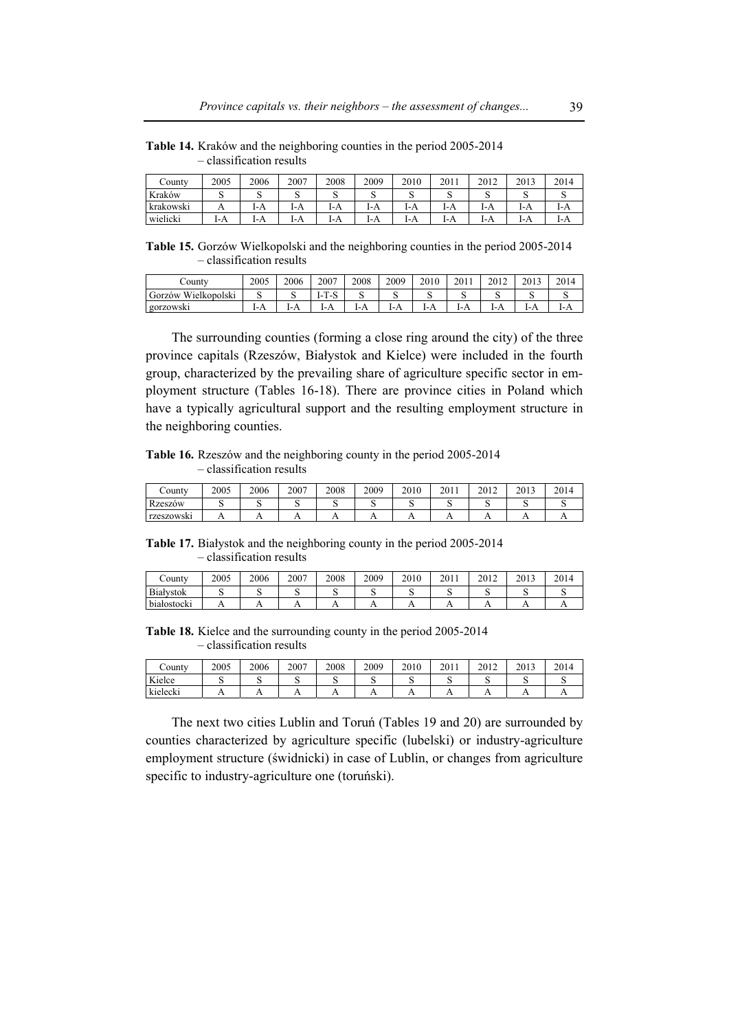**Table 14.** Kraków and the neighboring counties in the period 2005-2014 – classification results

| County | 2005 | 2006 | 2007 | 2008 | 2009 | 2010 | 2011 | 2012 | 2013 | 2014 |
|---|---|---|---|---|---|---|---|---|---|---|
| Kraków | S | S | S | S | S | S | S | S | S | S |
| krakowski | A | I-A | I-A | I-A | I-A | I-A | I-A | I-A | I-A | I-A |
| wielicki | I-A | I-A | I-A | I-A | I-A | I-A | I-A | I-A | I-A | I-A |

**Table 15.** Gorzów Wielkopolski and the neighboring counties in the period 2005-2014 – classification results

| County | 2005 | 2006 | 2007 | 2008 | 2009 | 2010 | 2011 | 2012 | 2013 | 2014 |
|---|---|---|---|---|---|---|---|---|---|---|
| Gorzów Wielkopolski | S | S | I-T-S | S | S | S | S | S | S | S |
| gorzowski | I-A | I-A | I-A | I-A | I-A | I-A | I-A | I-A | I-A | I-A |

The surrounding counties (forming a close ring around the city) of the three province capitals (Rzeszów, Białystok and Kielce) were included in the fourth group, characterized by the prevailing share of agriculture specific sector in employment structure (Tables 16-18). There are province cities in Poland which have a typically agricultural support and the resulting employment structure in the neighboring counties.

**Table 16.** Rzeszów and the neighboring county in the period 2005-2014 – classification results

| County | 2005 | 2006 | 2007 | 2008 | 2009 | 2010 | 2011 | 2012 | 2013 | 2014 |
|---|---|---|---|---|---|---|---|---|---|---|
| Rzeszów | S | S | S | S | S | S | S | S | S | S |
| rzeszowski | A | A | A | A | A | A | A | A | A | A |

**Table 17.** Białystok and the neighboring county in the period 2005-2014 – classification results

| County | 2005 | 2006 | 2007 | 2008 | 2009 | 2010 | 2011 | 2012 | 2013 | 2014 |
|---|---|---|---|---|---|---|---|---|---|---|
| Białystok | S | S | S | S | S | S | S | S | S | S |
| białostocki | A | A | A | A | A | A | A | A | A | A |

**Table 18.** Kielce and the surrounding county in the period 2005-2014 – classification results

| County | 2005 | 2006 | 2007 | 2008 | 2009 | 2010 | 2011 | 2012 | 2013 | 2014 |
|---|---|---|---|---|---|---|---|---|---|---|
| Kielce | S | S | S | S | S | S | S | S | S | S |
| kielecki | A | A | A | A | A | A | A | A | A | A |

The next two cities Lublin and Toruń (Tables 19 and 20) are surrounded by counties characterized by agriculture specific (lubelski) or industry-agriculture employment structure (świdnicki) in case of Lublin, or changes from agriculture specific to industry-agriculture one (toruński).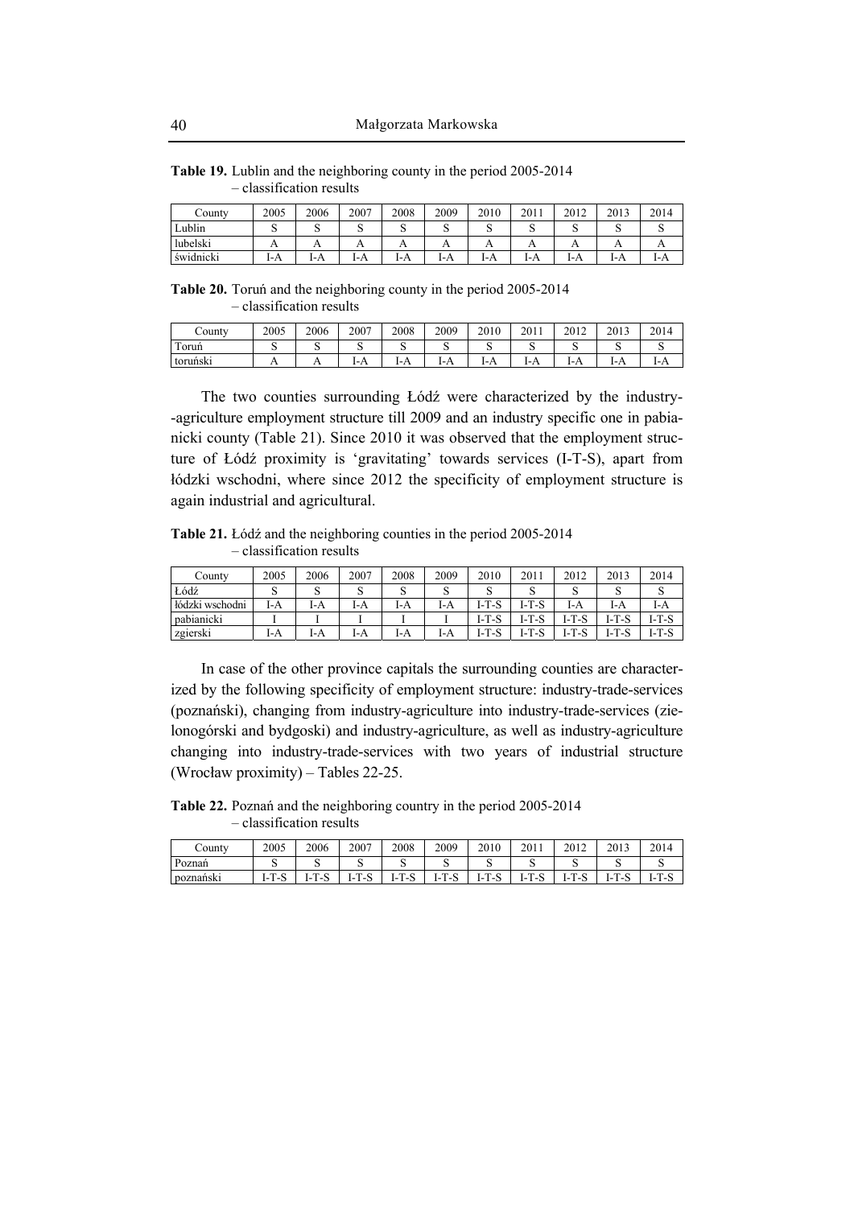**Table 19.** Lublin and the neighboring county in the period 2005-2014 – classification results

| County | 2005 | 2006 | 2007 | 2008 | 2009 | 2010 | 2011 | 2012 | 2013 | 2014 |
|---|---|---|---|---|---|---|---|---|---|---|
| Lublin | S | S | S | S | S | S | S | S | S | S |
| lubelski | A | A | A | A | A | A | A | A | A | A |
| świdnicki | I-A | I-A | I-A | I-A | I-A | I-A | I-A | I-A | I-A | I-A |

**Table 20.** Toruń and the neighboring county in the period 2005-2014 – classification results

| County | 2005 | 2006 | 2007 | 2008 | 2009 | 2010 | 2011 | 2012 | 2013 | 2014 |
|---|---|---|---|---|---|---|---|---|---|---|
| Toruń | S | S | S | S | S | S | S | S | S | S |
| toruński | A | A | I-A | I-A | I-A | I-A | I-A | I-A | I-A | I-A |

The two counties surrounding Łódź were characterized by the industry--agriculture employment structure till 2009 and an industry specific one in pabianicki county (Table 21). Since 2010 it was observed that the employment structure of Łódź proximity is 'gravitating' towards services (I-T-S), apart from łódzki wschodni, where since 2012 the specificity of employment structure is again industrial and agricultural.

**Table 21.** Łódź and the neighboring counties in the period 2005-2014 – classification results

| County | 2005 | 2006 | 2007 | 2008 | 2009 | 2010 | 2011 | 2012 | 2013 | 2014 |
|---|---|---|---|---|---|---|---|---|---|---|
| Łódź | S | S | S | S | S | S | S | S | S | S |
| łódzki wschodni | I-A | I-A | I-A | I-A | I-A | I-T-S | I-T-S | I-A | I-A | I-A |
| pabianicki | I | I | I | I | I | I-T-S | I-T-S | I-T-S | I-T-S | I-T-S |
| zgierski | I-A | I-A | I-A | I-A | I-A | I-T-S | I-T-S | I-T-S | I-T-S | I-T-S |

In case of the other province capitals the surrounding counties are characterized by the following specificity of employment structure: industry-trade-services (poznański), changing from industry-agriculture into industry-trade-services (zielonogórski and bydgoski) and industry-agriculture, as well as industry-agriculture changing into industry-trade-services with two years of industrial structure (Wrocław proximity) – Tables 22-25.

**Table 22.** Poznań and the neighboring country in the period 2005-2014 – classification results

| County | 2005 | 2006 | 2007 | 2008 | 2009 | 2010 | 2011 | 2012 | 2013 | 2014 |
|---|---|---|---|---|---|---|---|---|---|---|
| Poznań | S | S | S | S | S | S | S | S | S | S |
| poznański | I-T-S | I-T-S | I-T-S | I-T-S | I-T-S | I-T-S | I-T-S | I-T-S | I-T-S | I-T-S |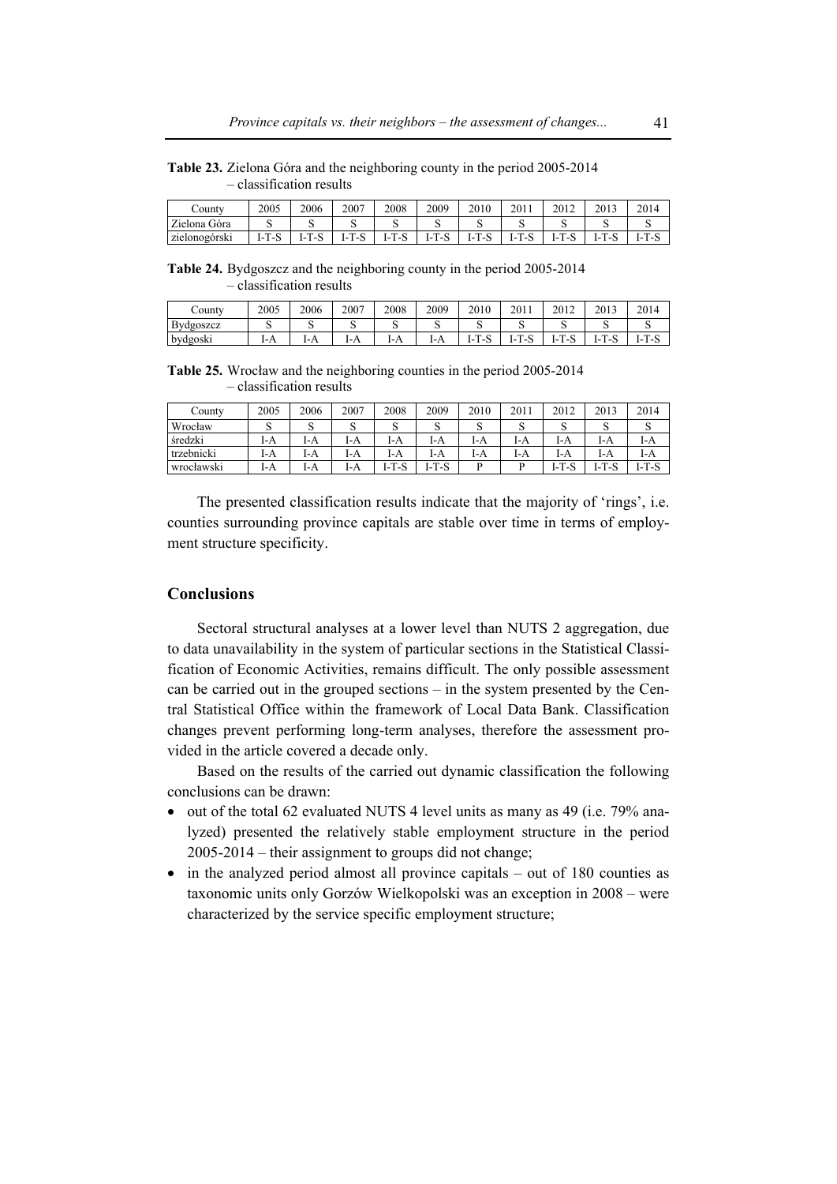**Table 23.** Zielona Góra and the neighboring county in the period 2005-2014 – classification results

| County | 2005 | 2006 | 2007 | 2008 | 2009 | 2010 | 2011 | 2012 | 2013 | 2014 |
|---|---|---|---|---|---|---|---|---|---|---|
| Zielona Góra | S | S | S | S | S | S | S | S | S | S |
| zielonogórski | I-T-S | I-T-S | I-T-S | I-T-S | I-T-S | I-T-S | I-T-S | I-T-S | I-T-S | I-T-S |

**Table 24.** Bydgoszcz and the neighboring county in the period 2005-2014 – classification results

| County | 2005 | 2006 | 2007 | 2008 | 2009 | 2010 | 2011 | 2012 | 2013 | 2014 |
|---|---|---|---|---|---|---|---|---|---|---|
| Bydgoszcz | S | S | S | S | S | S | S | S | S | S |
| bydgoski | I-A | I-A | I-A | I-A | I-A | I-T-S | I-T-S | I-T-S | I-T-S | I-T-S |

**Table 25.** Wrocław and the neighboring counties in the period 2005-2014 – classification results

| County | 2005 | 2006 | 2007 | 2008 | 2009 | 2010 | 2011 | 2012 | 2013 | 2014 |
|---|---|---|---|---|---|---|---|---|---|---|
| Wrocław | S | S | S | S | S | S | S | S | S | S |
| średzki | I-A | I-A | I-A | I-A | I-A | I-A | I-A | I-A | I-A | I-A |
| trzebnicki | I-A | I-A | I-A | I-A | I-A | I-A | I-A | I-A | I-A | I-A |
| wrocławski | I-A | I-A | I-A | I-T-S | I-T-S | P | P | I-T-S | I-T-S | I-T-S |

The presented classification results indicate that the majority of 'rings', i.e. counties surrounding province capitals are stable over time in terms of employment structure specificity.

## Conclusions

Sectoral structural analyses at a lower level than NUTS 2 aggregation, due to data unavailability in the system of particular sections in the Statistical Classification of Economic Activities, remains difficult. The only possible assessment can be carried out in the grouped sections – in the system presented by the Central Statistical Office within the framework of Local Data Bank. Classification changes prevent performing long-term analyses, therefore the assessment provided in the article covered a decade only.

Based on the results of the carried out dynamic classification the following conclusions can be drawn:

- out of the total 62 evaluated NUTS 4 level units as many as 49 (i.e. 79% analyzed) presented the relatively stable employment structure in the period 2005-2014 – their assignment to groups did not change;
- in the analyzed period almost all province capitals – out of 180 counties as taxonomic units only Gorzów Wielkopolski was an exception in 2008 – were characterized by the service specific employment structure;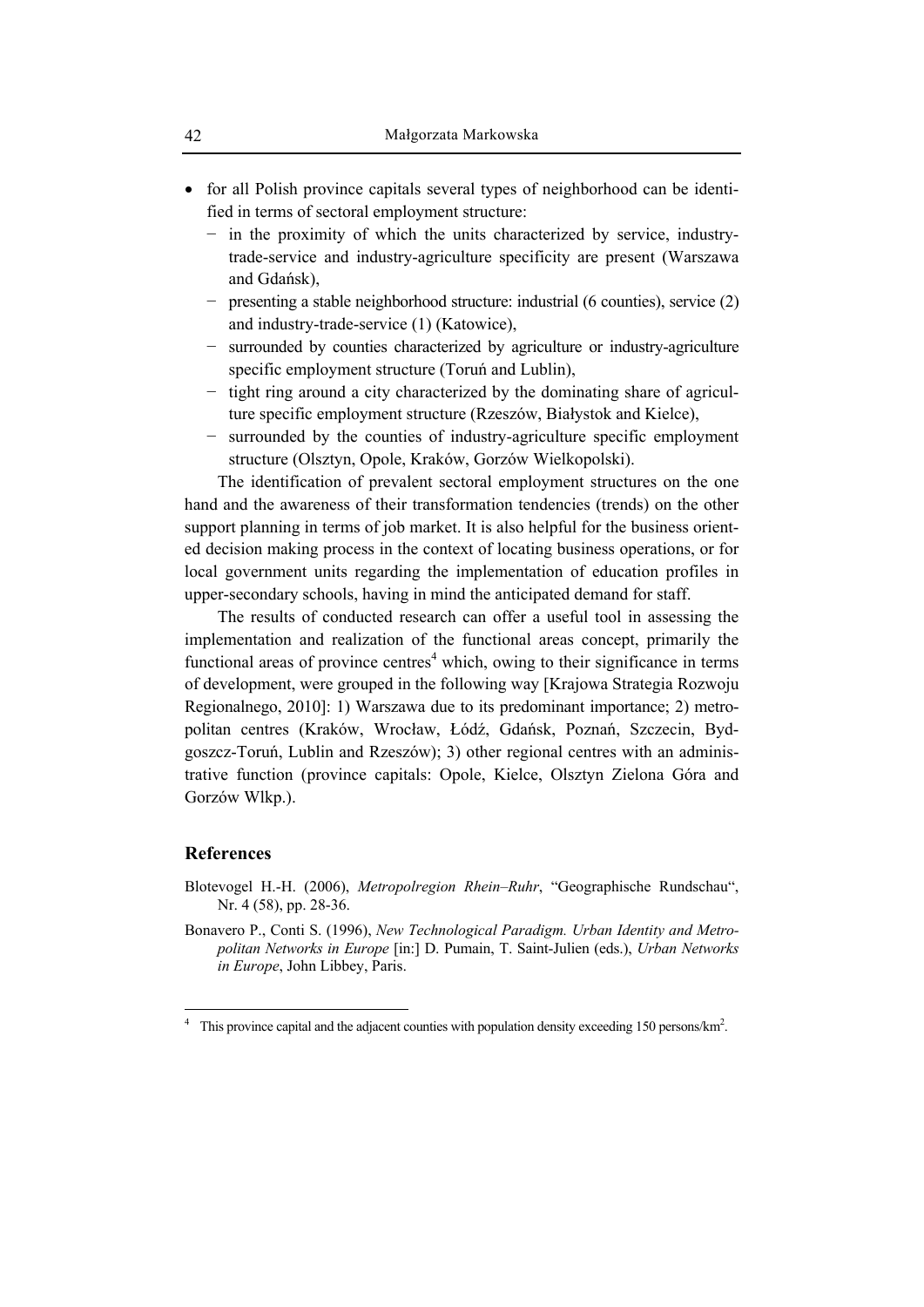- for all Polish province capitals several types of neighborhood can be identified in terms of sectoral employment structure:
  - in the proximity of which the units characterized by service, industry-trade-service and industry-agriculture specificity are present (Warszawa and Gdańsk),
  - presenting a stable neighborhood structure: industrial (6 counties), service (2) and industry-trade-service (1) (Katowice),
  - surrounded by counties characterized by agriculture or industry-agriculture specific employment structure (Toruń and Lublin),
  - tight ring around a city characterized by the dominating share of agriculture specific employment structure (Rzeszów, Białystok and Kielce),
  - surrounded by the counties of industry-agriculture specific employment structure (Olsztyn, Opole, Kraków, Gorzów Wielkopolski).

The identification of prevalent sectoral employment structures on the one hand and the awareness of their transformation tendencies (trends) on the other support planning in terms of job market. It is also helpful for the business oriented decision making process in the context of locating business operations, or for local government units regarding the implementation of education profiles in upper-secondary schools, having in mind the anticipated demand for staff.

The results of conducted research can offer a useful tool in assessing the implementation and realization of the functional areas concept, primarily the functional areas of province centres[4] which, owing to their significance in terms of development, were grouped in the following way [Krajowa Strategia Rozwoju Regionalnego, 2010]: 1) Warszawa due to its predominant importance; 2) metropolitan centres (Kraków, Wrocław, Łódź, Gdańsk, Poznań, Szczecin, Bydgoszcz-Toruń, Lublin and Rzeszów); 3) other regional centres with an administrative function (province capitals: Opole, Kielce, Olsztyn Zielona Góra and Gorzów Wlkp.).

## References

Blotevogel H.-H. (2006), *Metropolregion Rhein–Ruhr*, "Geographische Rundschau", Nr. 4 (58), pp. 28-36.

Bonavero P., Conti S. (1996), *New Technological Paradigm. Urban Identity and Metropolitan Networks in Europe* [in:] D. Pumain, T. Saint-Julien (eds.), *Urban Networks in Europe*, John Libbey, Paris.

---

[4] This province capital and the adjacent counties with population density exceeding 150 persons/km$^2$.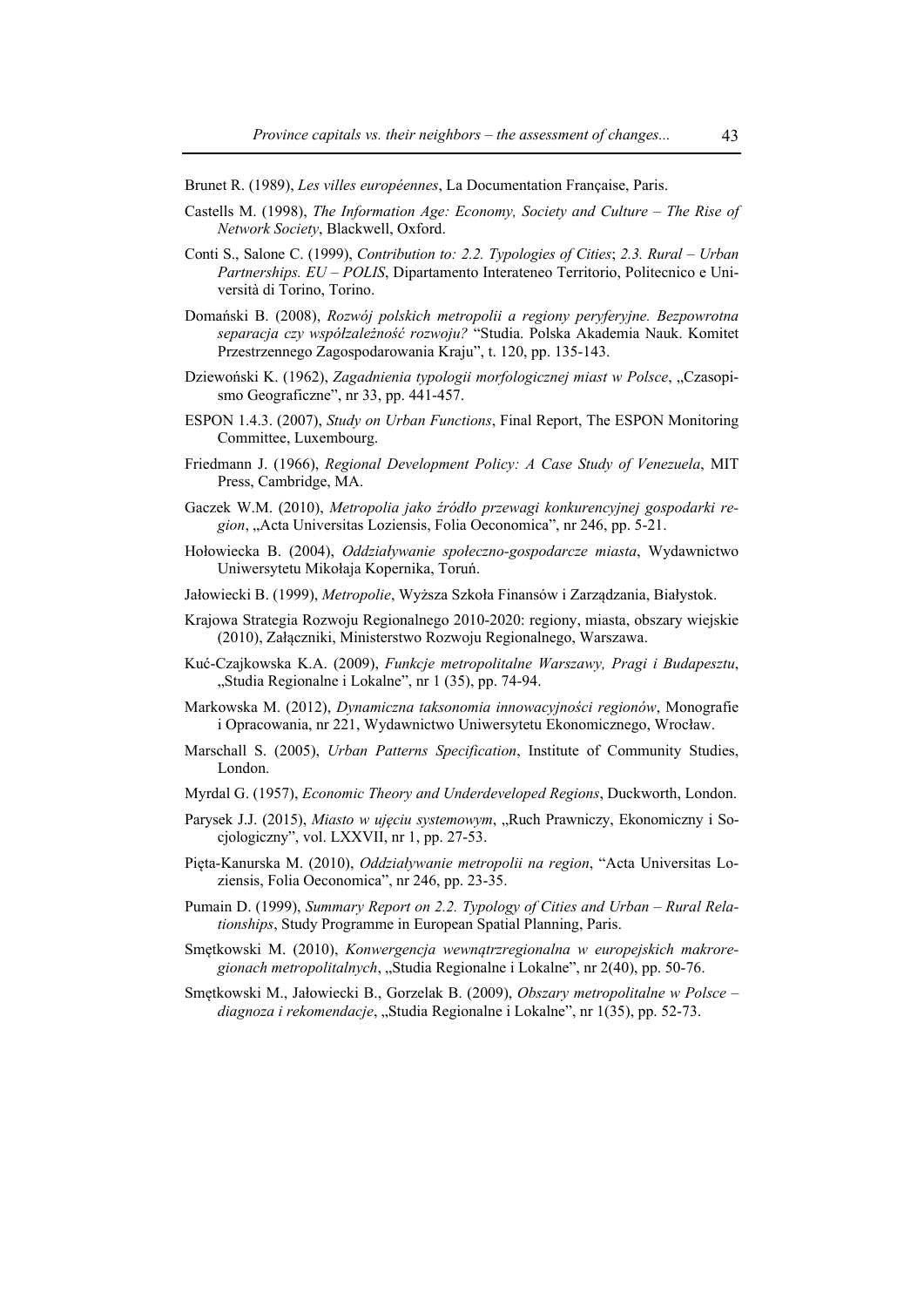Brunet R. (1989), *Les villes européennes*, La Documentation Française, Paris.

Castells M. (1998), *The Information Age: Economy, Society and Culture – The Rise of Network Society*, Blackwell, Oxford.

Conti S., Salone C. (1999), *Contribution to: 2.2. Typologies of Cities*; *2.3. Rural – Urban Partnerships. EU – POLIS*, Dipartamento Interateneo Territorio, Politecnico e Università di Torino, Torino.

Domański B. (2008), *Rozwój polskich metropolii a regiony peryferyjne. Bezpowrotna separacja czy współzależność rozwoju?* "Studia. Polska Akademia Nauk. Komitet Przestrzennego Zagospodarowania Kraju", t. 120, pp. 135-143.

Dziewoński K. (1962), *Zagadnienia typologii morfologicznej miast w Polsce*, „Czasopismo Geograficzne", nr 33, pp. 441-457.

ESPON 1.4.3. (2007), *Study on Urban Functions*, Final Report, The ESPON Monitoring Committee, Luxembourg.

Friedmann J. (1966), *Regional Development Policy: A Case Study of Venezuela*, MIT Press, Cambridge, MA.

Gaczek W.M. (2010), *Metropolia jako źródło przewagi konkurencyjnej gospodarki region*, „Acta Universitas Loziensis, Folia Oeconomica", nr 246, pp. 5-21.

Hołowiecka B. (2004), *Oddziaływanie społeczno-gospodarcze miasta*, Wydawnictwo Uniwersytetu Mikołaja Kopernika, Toruń.

Jałowiecki B. (1999), *Metropolie*, Wyższa Szkoła Finansów i Zarządzania, Białystok.

Krajowa Strategia Rozwoju Regionalnego 2010-2020: regiony, miasta, obszary wiejskie (2010), Załączniki, Ministerstwo Rozwoju Regionalnego, Warszawa.

Kuć-Czajkowska K.A. (2009), *Funkcje metropolitalne Warszawy, Pragi i Budapesztu*, „Studia Regionalne i Lokalne", nr 1 (35), pp. 74-94.

Markowska M. (2012), *Dynamiczna taksonomia innowacyjności regionów*, Monografie i Opracowania, nr 221, Wydawnictwo Uniwersytetu Ekonomicznego, Wrocław.

Marschall S. (2005), *Urban Patterns Specification*, Institute of Community Studies, London.

Myrdal G. (1957), *Economic Theory and Underdeveloped Regions*, Duckworth, London.

Parysek J.J. (2015), *Miasto w ujęciu systemowym*, „Ruch Prawniczy, Ekonomiczny i Socjologiczny", vol. LXXVII, nr 1, pp. 27-53.

Pięta-Kanurska M. (2010), *Oddziaływanie metropolii na region*, "Acta Universitas Loziensis, Folia Oeconomica", nr 246, pp. 23-35.

Pumain D. (1999), *Summary Report on 2.2. Typology of Cities and Urban – Rural Relationships*, Study Programme in European Spatial Planning, Paris.

Smętkowski M. (2010), *Konwergencja wewnątrzregionalna w europejskich makroregionach metropolitalnych*, „Studia Regionalne i Lokalne", nr 2(40), pp. 50-76.

Smętkowski M., Jałowiecki B., Gorzelak B. (2009), *Obszary metropolitalne w Polsce – diagnoza i rekomendacje*, „Studia Regionalne i Lokalne", nr 1(35), pp. 52-73.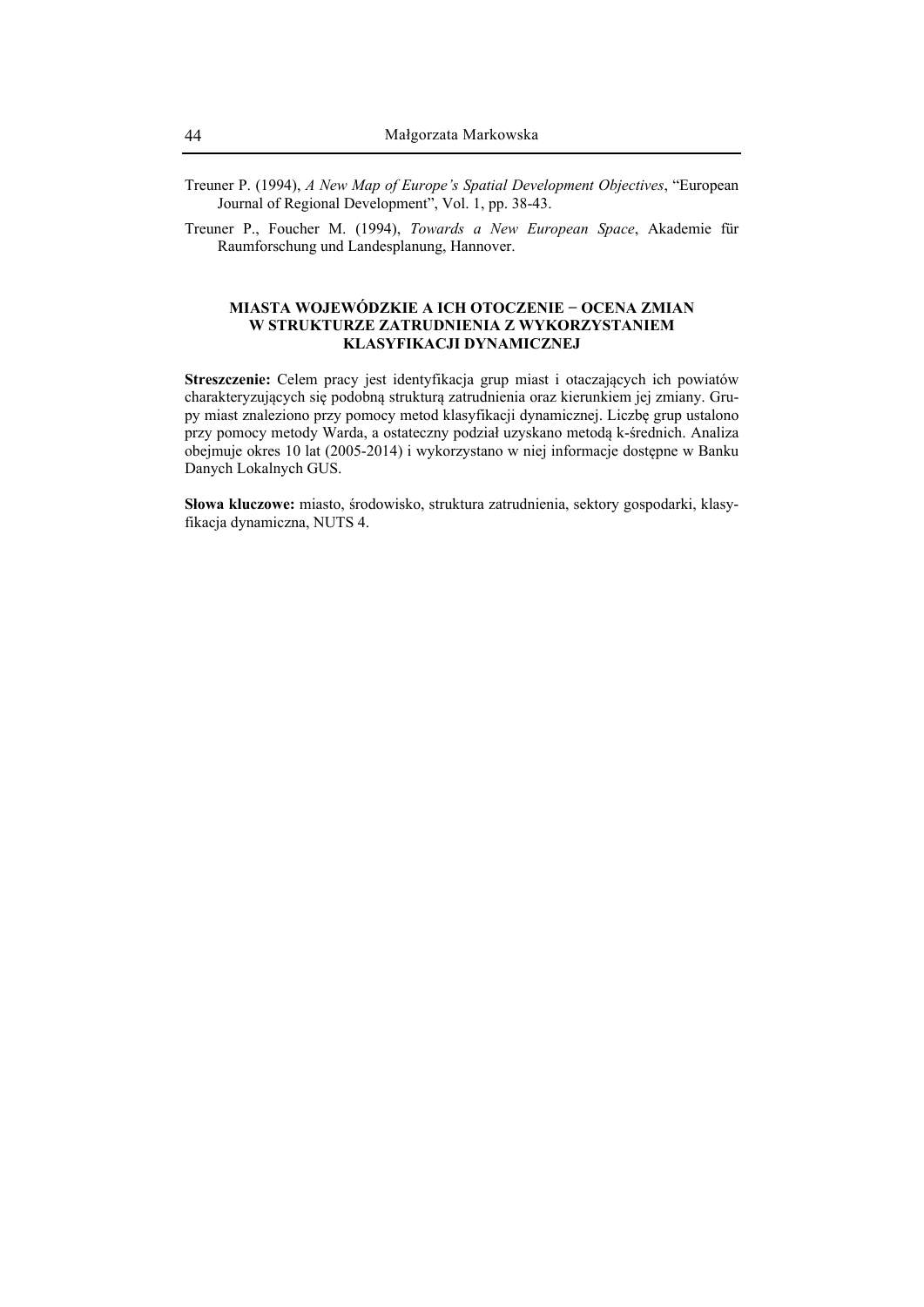Treuner P. (1994), *A New Map of Europe's Spatial Development Objectives*, "European Journal of Regional Development", Vol. 1, pp. 38-43.

Treuner P., Foucher M. (1994), *Towards a New European Space*, Akademie für Raumforschung und Landesplanung, Hannover.

## MIASTA WOJEWÓDZKIE A ICH OTOCZENIE − OCENA ZMIAN W STRUKTURZE ZATRUDNIENIA Z WYKORZYSTANIEM KLASYFIKACJI DYNAMICZNEJ

**Streszczenie:** Celem pracy jest identyfikacja grup miast i otaczających ich powiatów charakteryzujących się podobną strukturą zatrudnienia oraz kierunkiem jej zmiany. Grupy miast znaleziono przy pomocy metod klasyfikacji dynamicznej. Liczbę grup ustalono przy pomocy metody Warda, a ostateczny podział uzyskano metodą k-średnich. Analiza obejmuje okres 10 lat (2005-2014) i wykorzystano w niej informacje dostępne w Banku Danych Lokalnych GUS.

**Słowa kluczowe:** miasto, środowisko, struktura zatrudnienia, sektory gospodarki, klasyfikacja dynamiczna, NUTS 4.